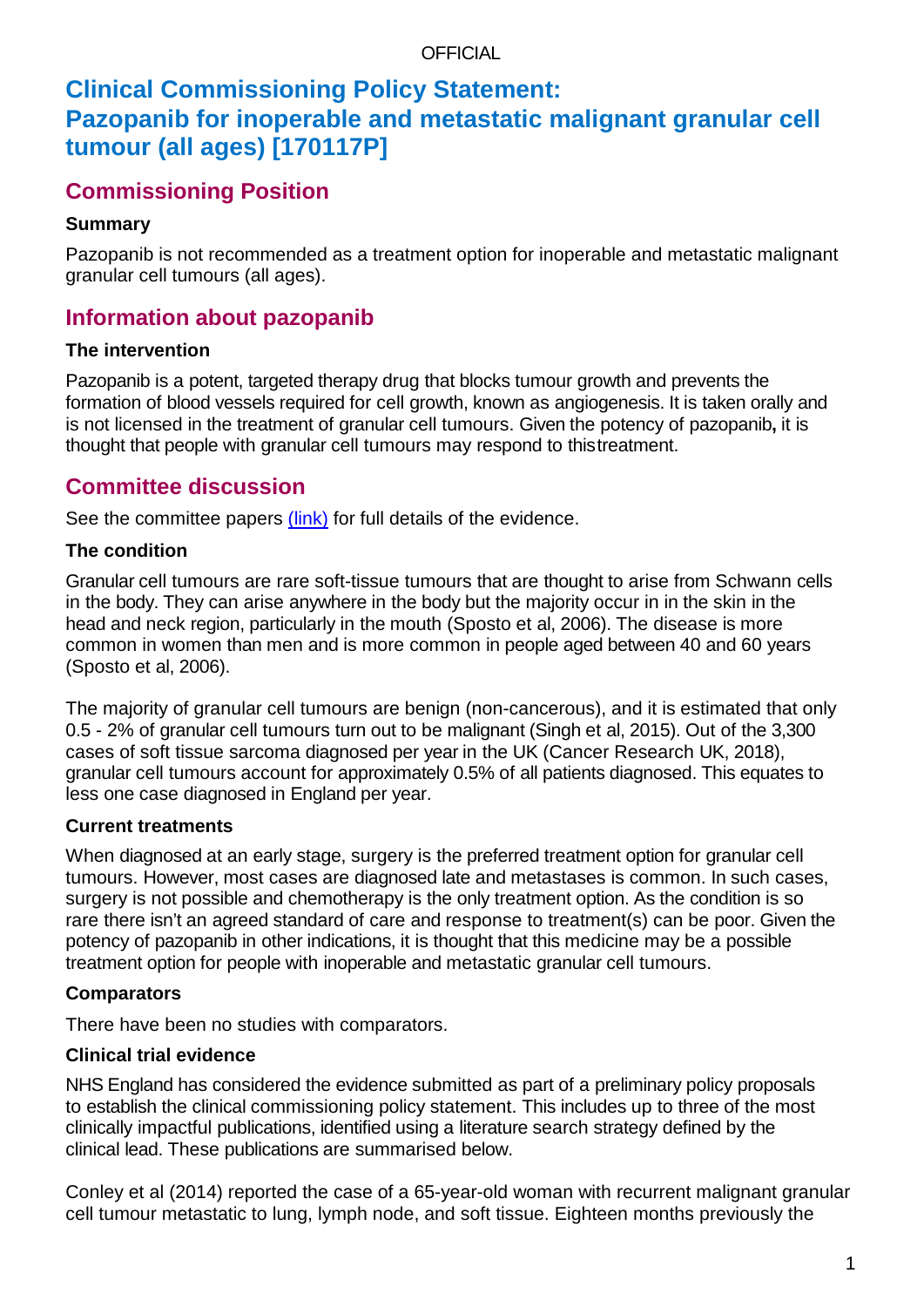# Clinical Commissioning Policy Statement: Pazopanib for inoperable and metastatic malignant granular cell tumour (all ages) [170117P]

## Commissioning Position

### Summary

Pazopanib is not recommended as a treatment option for inoperable and metastatic malignant granular cell tumours (all ages).

## Information about pazopanib

### The intervention

Pazopanib is a potent, targeted therapy drug that blocks tumour growth and prevents the formation of blood vessels required for cell growth, known as angiogenesis. It is taken orally and is not licensed in the treatment of granular cell tumours. Given the potency of pazopanib**,** it is thought that people with granular cell tumours may respond to thistreatment.

## Committee discussion

See the committee papers [(link)]() for full details of the evidence.

### The condition

Granular cell tumours are rare soft-tissue tumours that are thought to arise from Schwann cells in the body. They can arise anywhere in the body but the majority occur in in the skin in the head and neck region, particularly in the mouth (Sposto et al, 2006). The disease is more common in women than men and is more common in people aged between 40 and 60 years (Sposto et al, 2006).

The majority of granular cell tumours are benign (non-cancerous), and it is estimated that only 0.5 - 2% of granular cell tumours turn out to be malignant (Singh et al, 2015). Out of the 3,300 cases of soft tissue sarcoma diagnosed per year in the UK (Cancer Research UK, 2018), granular cell tumours account for approximately 0.5% of all patients diagnosed. This equates to less one case diagnosed in England per year.

### Current treatments

When diagnosed at an early stage, surgery is the preferred treatment option for granular cell tumours. However, most cases are diagnosed late and metastases is common. In such cases, surgery is not possible and chemotherapy is the only treatment option. As the condition is so rare there isn't an agreed standard of care and response to treatment(s) can be poor. Given the potency of pazopanib in other indications, it is thought that this medicine may be a possible treatment option for people with inoperable and metastatic granular cell tumours.

### Comparators

There have been no studies with comparators.

### Clinical trial evidence

NHS England has considered the evidence submitted as part of a preliminary policy proposals to establish the clinical commissioning policy statement. This includes up to three of the most clinically impactful publications, identified using a literature search strategy defined by the clinical lead. These publications are summarised below.

Conley et al (2014) reported the case of a 65-year-old woman with recurrent malignant granular cell tumour metastatic to lung, lymph node, and soft tissue. Eighteen months previously the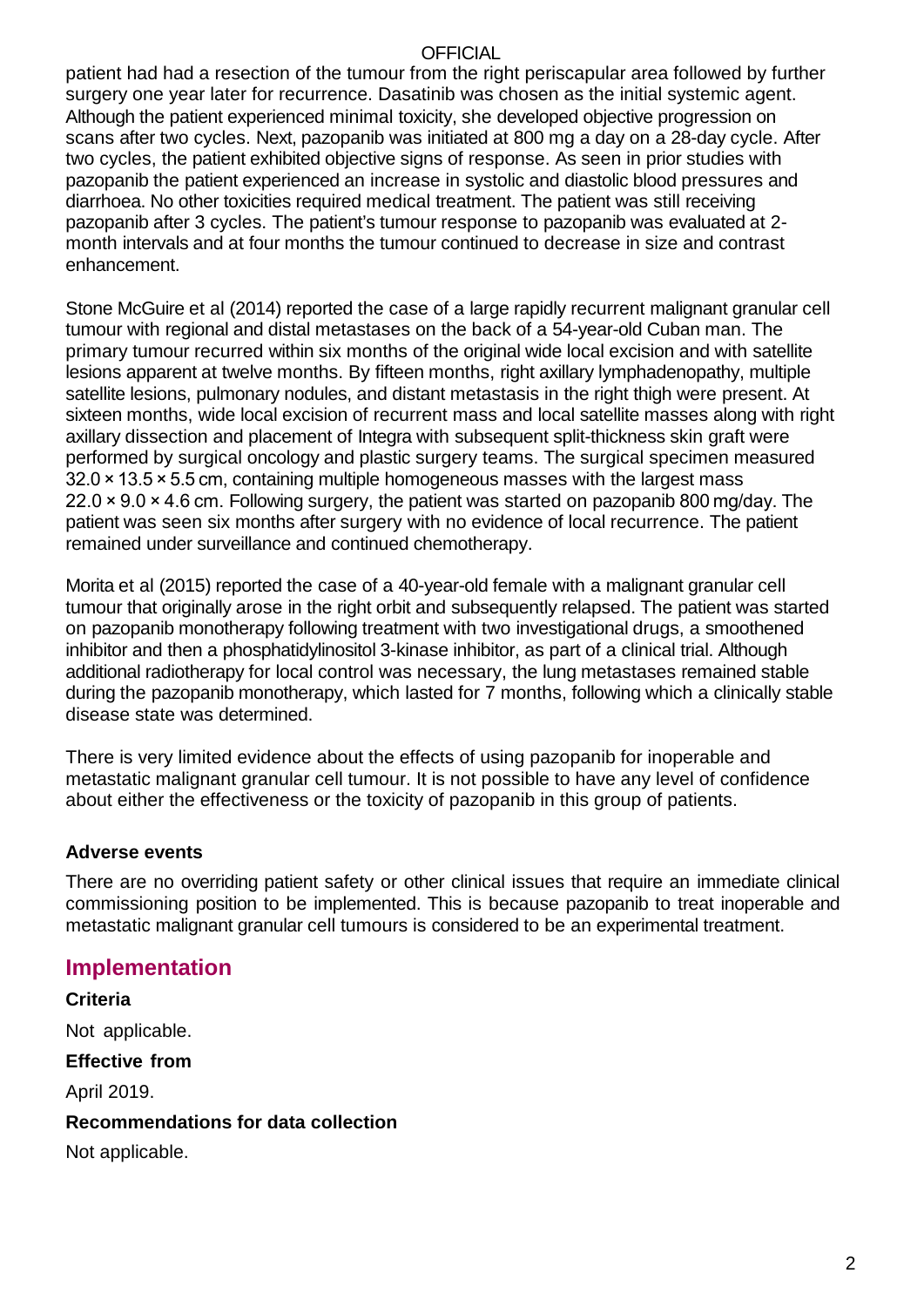patient had had a resection of the tumour from the right periscapular area followed by further surgery one year later for recurrence. Dasatinib was chosen as the initial systemic agent. Although the patient experienced minimal toxicity, she developed objective progression on scans after two cycles. Next, pazopanib was initiated at 800 mg a day on a 28-day cycle. After two cycles, the patient exhibited objective signs of response. As seen in prior studies with pazopanib the patient experienced an increase in systolic and diastolic blood pressures and diarrhoea. No other toxicities required medical treatment. The patient was still receiving pazopanib after 3 cycles. The patient's tumour response to pazopanib was evaluated at 2-month intervals and at four months the tumour continued to decrease in size and contrast enhancement.

Stone McGuire et al (2014) reported the case of a large rapidly recurrent malignant granular cell tumour with regional and distal metastases on the back of a 54-year-old Cuban man. The primary tumour recurred within six months of the original wide local excision and with satellite lesions apparent at twelve months. By fifteen months, right axillary lymphadenopathy, multiple satellite lesions, pulmonary nodules, and distant metastasis in the right thigh were present. At sixteen months, wide local excision of recurrent mass and local satellite masses along with right axillary dissection and placement of Integra with subsequent split-thickness skin graft were performed by surgical oncology and plastic surgery teams. The surgical specimen measured 32.0 × 13.5 × 5.5 cm, containing multiple homogeneous masses with the largest mass 22.0 × 9.0 × 4.6 cm. Following surgery, the patient was started on pazopanib 800 mg/day. The patient was seen six months after surgery with no evidence of local recurrence. The patient remained under surveillance and continued chemotherapy.

Morita et al (2015) reported the case of a 40-year-old female with a malignant granular cell tumour that originally arose in the right orbit and subsequently relapsed. The patient was started on pazopanib monotherapy following treatment with two investigational drugs, a smoothened inhibitor and then a phosphatidylinositol 3-kinase inhibitor, as part of a clinical trial. Although additional radiotherapy for local control was necessary, the lung metastases remained stable during the pazopanib monotherapy, which lasted for 7 months, following which a clinically stable disease state was determined.

There is very limited evidence about the effects of using pazopanib for inoperable and metastatic malignant granular cell tumour. It is not possible to have any level of confidence about either the effectiveness or the toxicity of pazopanib in this group of patients.

### Adverse events

There are no overriding patient safety or other clinical issues that require an immediate clinical commissioning position to be implemented. This is because pazopanib to treat inoperable and metastatic malignant granular cell tumours is considered to be an experimental treatment.

## Implementation

### Criteria

Not applicable.

### Effective from

April 2019.

### Recommendations for data collection

Not applicable.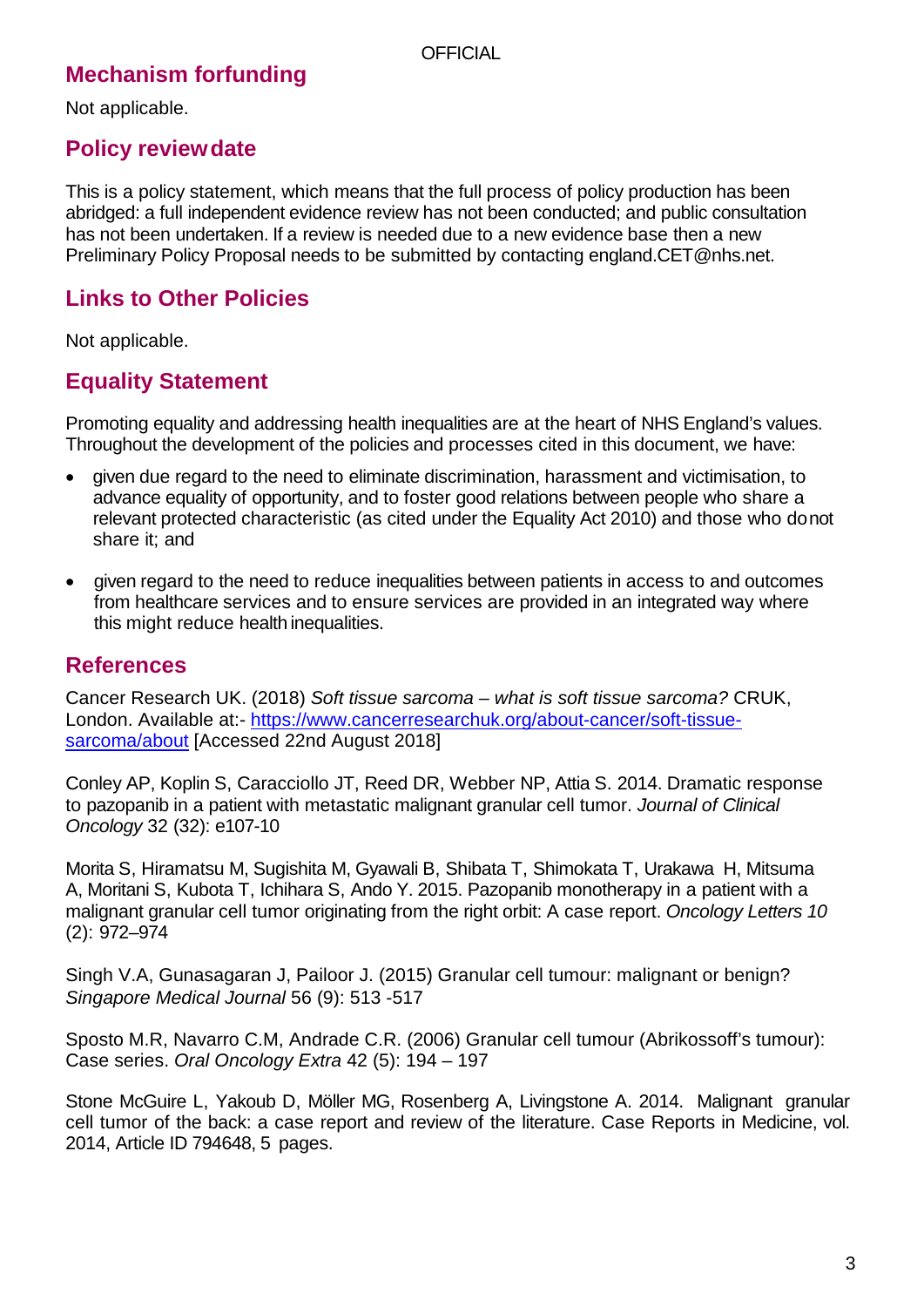## Mechanism forfunding

Not applicable.

## Policy reviewdate

This is a policy statement, which means that the full process of policy production has been abridged: a full independent evidence review has not been conducted; and public consultation has not been undertaken. If a review is needed due to a new evidence base then a new Preliminary Policy Proposal needs to be submitted by contacting england.CET@nhs.net.

## Links to Other Policies

Not applicable.

## Equality Statement

Promoting equality and addressing health inequalities are at the heart of NHS England's values. Throughout the development of the policies and processes cited in this document, we have:

- given due regard to the need to eliminate discrimination, harassment and victimisation, to advance equality of opportunity, and to foster good relations between people who share a relevant protected characteristic (as cited under the Equality Act 2010) and those who donot share it; and
- given regard to the need to reduce inequalities between patients in access to and outcomes from healthcare services and to ensure services are provided in an integrated way where this might reduce health inequalities.

## References

Cancer Research UK. (2018) *Soft tissue sarcoma – what is soft tissue sarcoma?* CRUK, London. Available at:- https://www.cancerresearchuk.org/about-cancer/soft-tissue-sarcoma/about [Accessed 22nd August 2018]

Conley AP, Koplin S, Caracciollo JT, Reed DR, Webber NP, Attia S. 2014. Dramatic response to pazopanib in a patient with metastatic malignant granular cell tumor. *Journal of Clinical Oncology* 32 (32): e107-10

Morita S, Hiramatsu M, Sugishita M, Gyawali B, Shibata T, Shimokata T, Urakawa H, Mitsuma A, Moritani S, Kubota T, Ichihara S, Ando Y. 2015. Pazopanib monotherapy in a patient with a malignant granular cell tumor originating from the right orbit: A case report. *Oncology Letters 10* (2): 972–974

Singh V.A, Gunasagaran J, Pailoor J. (2015) Granular cell tumour: malignant or benign? *Singapore Medical Journal* 56 (9): 513 -517

Sposto M.R, Navarro C.M, Andrade C.R. (2006) Granular cell tumour (Abrikossoff's tumour): Case series. *Oral Oncology Extra* 42 (5): 194 – 197

Stone McGuire L, Yakoub D, Möller MG, Rosenberg A, Livingstone A. 2014. Malignant granular cell tumor of the back: a case report and review of the literature. Case Reports in Medicine, vol. 2014, Article ID 794648, 5 pages.